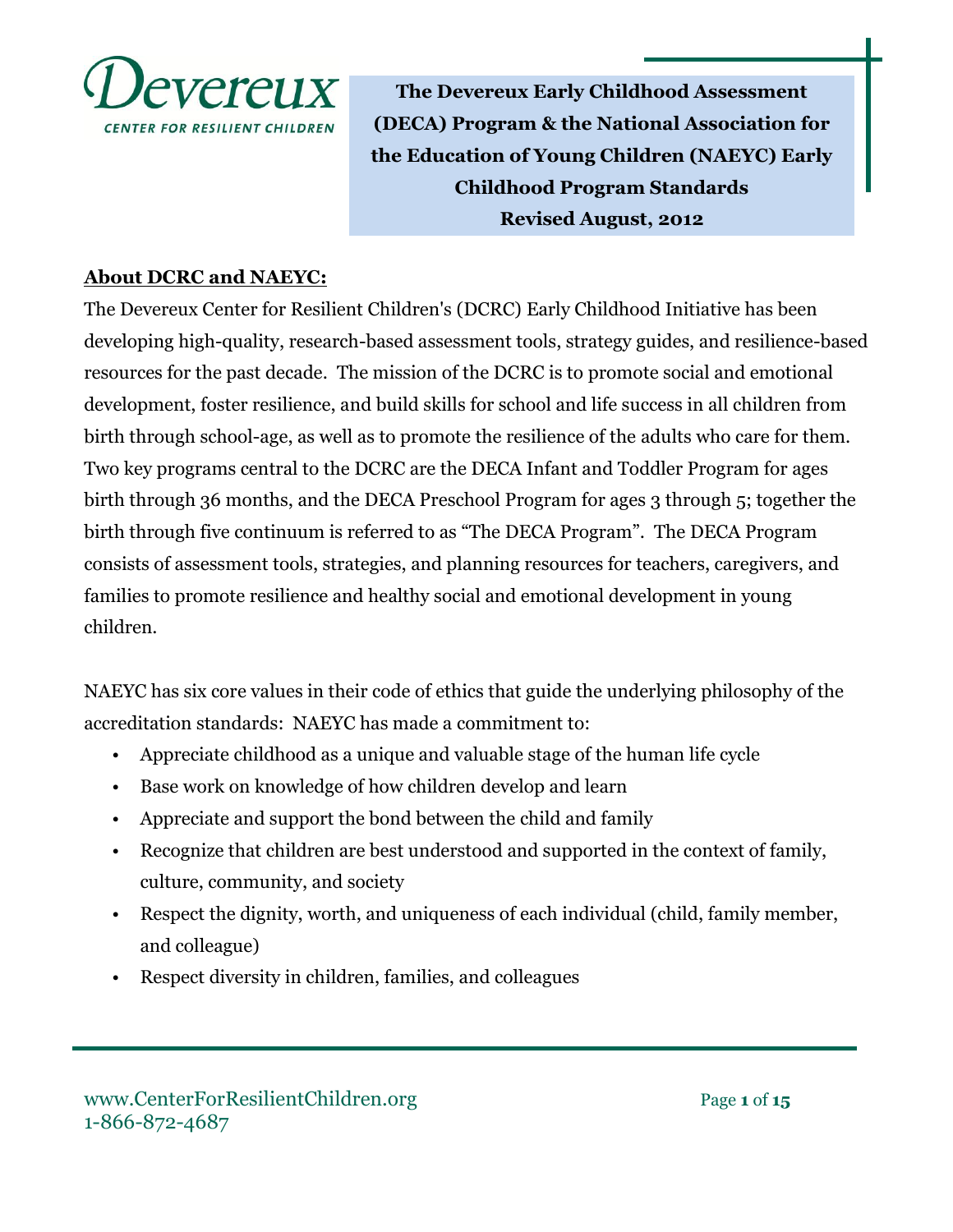Devereux

CENTER FOR RESILIENT CHILDREN

# The Devereux Early Childhood Assessment (DECA) Program & the National Association for the Education of Young Children (NAEYC) Early Childhood Program Standards

**Revised August, 2012**

## About DCRC and NAEYC:

The Devereux Center for Resilient Children's (DCRC) Early Childhood Initiative has been developing high-quality, research-based assessment tools, strategy guides, and resilience-based resources for the past decade. The mission of the DCRC is to promote social and emotional development, foster resilience, and build skills for school and life success in all children from birth through school-age, as well as to promote the resilience of the adults who care for them. Two key programs central to the DCRC are the DECA Infant and Toddler Program for ages birth through 36 months, and the DECA Preschool Program for ages 3 through 5; together the birth through five continuum is referred to as "The DECA Program". The DECA Program consists of assessment tools, strategies, and planning resources for teachers, caregivers, and families to promote resilience and healthy social and emotional development in young children.

NAEYC has six core values in their code of ethics that guide the underlying philosophy of the accreditation standards: NAEYC has made a commitment to:

- Appreciate childhood as a unique and valuable stage of the human life cycle
- Base work on knowledge of how children develop and learn
- Appreciate and support the bond between the child and family
- Recognize that children are best understood and supported in the context of family, culture, community, and society
- Respect the dignity, worth, and uniqueness of each individual (child, family member, and colleague)
- Respect diversity in children, families, and colleagues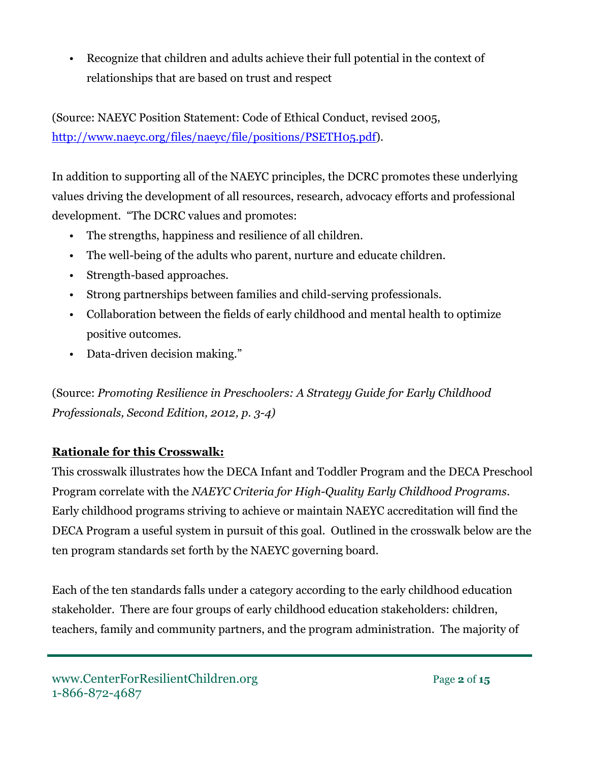- Recognize that children and adults achieve their full potential in the context of relationships that are based on trust and respect

(Source: NAEYC Position Statement: Code of Ethical Conduct, revised 2005, [http://www.naeyc.org/files/naeyc/file/positions/PSETH05.pdf](http://www.naeyc.org/files/naeyc/file/positions/PSETH05.pdf)).

In addition to supporting all of the NAEYC principles, the DCRC promotes these underlying values driving the development of all resources, research, advocacy efforts and professional development. "The DCRC values and promotes:

- The strengths, happiness and resilience of all children.
- The well-being of the adults who parent, nurture and educate children.
- Strength-based approaches.
- Strong partnerships between families and child-serving professionals.
- Collaboration between the fields of early childhood and mental health to optimize positive outcomes.
- Data-driven decision making."

(Source: *Promoting Resilience in Preschoolers: A Strategy Guide for Early Childhood Professionals, Second Edition, 2012, p. 3-4)*

**Rationale for this Crosswalk:**

This crosswalk illustrates how the DECA Infant and Toddler Program and the DECA Preschool Program correlate with the *NAEYC Criteria for High-Quality Early Childhood Programs*. Early childhood programs striving to achieve or maintain NAEYC accreditation will find the DECA Program a useful system in pursuit of this goal. Outlined in the crosswalk below are the ten program standards set forth by the NAEYC governing board.

Each of the ten standards falls under a category according to the early childhood education stakeholder. There are four groups of early childhood education stakeholders: children, teachers, family and community partners, and the program administration. The majority of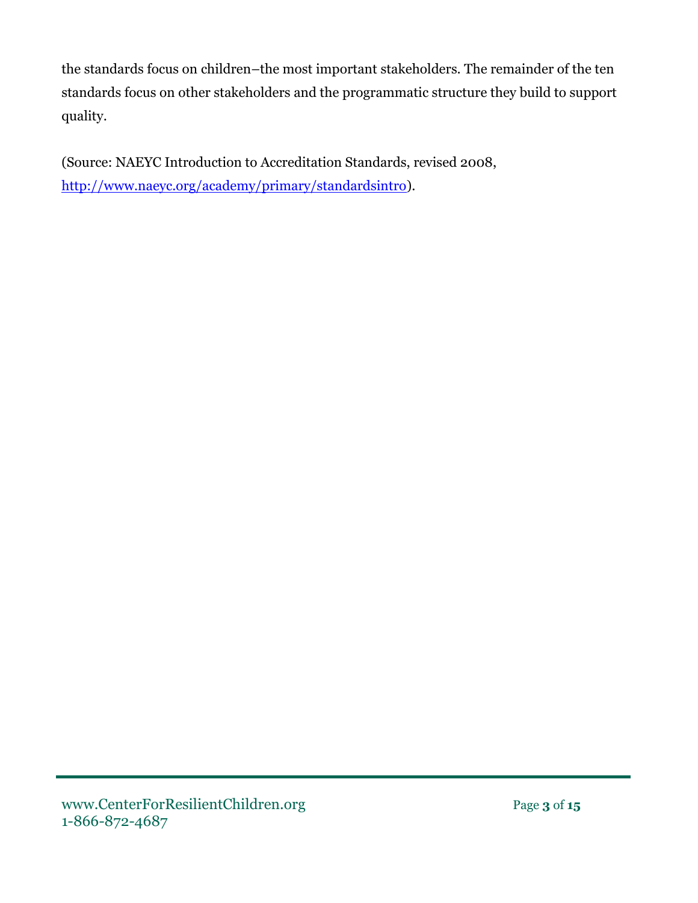the standards focus on children–the most important stakeholders. The remainder of the ten standards focus on other stakeholders and the programmatic structure they build to support quality.

(Source: NAEYC Introduction to Accreditation Standards, revised 2008, [http://www.naeyc.org/academy/primary/standardsintro](http://www.naeyc.org/academy/primary/standardsintro)).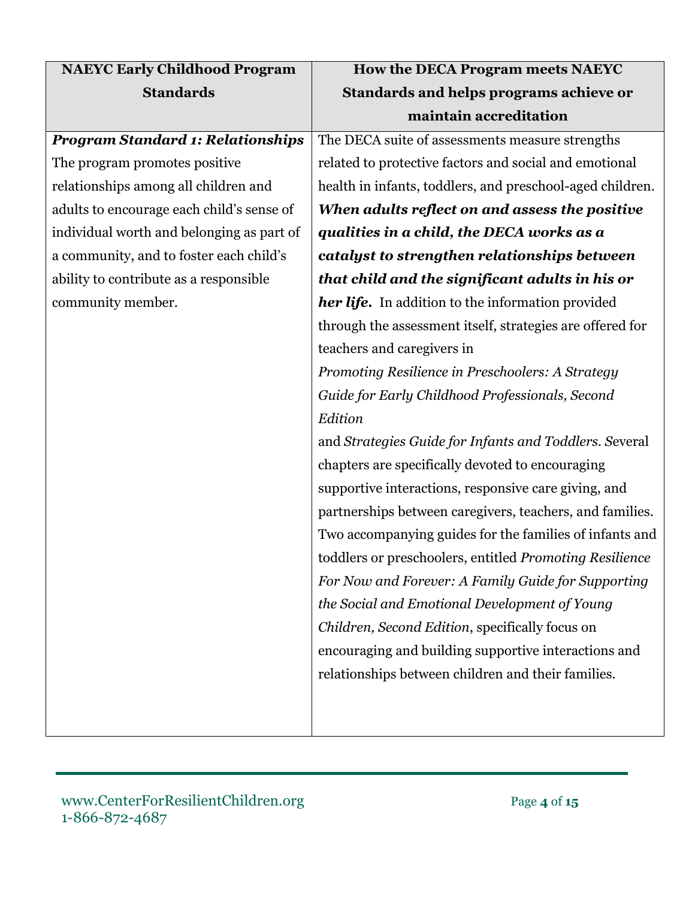| NAEYC Early Childhood Program Standards | How the DECA Program meets NAEYC Standards and helps programs achieve or maintain accreditation |
|---|---|
| ***Program Standard 1: Relationships*** The program promotes positive relationships among all children and adults to encourage each child's sense of individual worth and belonging as part of a community, and to foster each child's ability to contribute as a responsible community member. | The DECA suite of assessments measure strengths related to protective factors and social and emotional health in infants, toddlers, and preschool-aged children. ***When adults reflect on and assess the positive qualities in a child, the DECA works as a catalyst to strengthen relationships between that child and the significant adults in his or her life.*** In addition to the information provided through the assessment itself, strategies are offered for teachers and caregivers in *Promoting Resilience in Preschoolers: A Strategy Guide for Early Childhood Professionals, Second Edition* and *Strategies Guide for Infants and Toddlers*. Several chapters are specifically devoted to encouraging supportive interactions, responsive care giving, and partnerships between caregivers, teachers, and families. Two accompanying guides for the families of infants and toddlers or preschoolers, entitled *Promoting Resilience For Now and Forever: A Family Guide for Supporting the Social and Emotional Development of Young Children, Second Edition*, specifically focus on encouraging and building supportive interactions and relationships between children and their families. |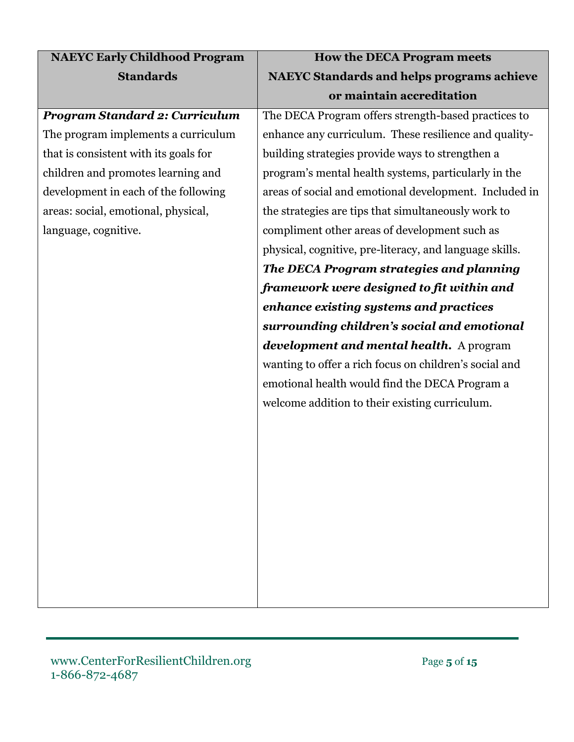| NAEYC Early Childhood Program Standards | How the DECA Program meets NAEYC Standards and helps programs achieve or maintain accreditation |
| --- | --- |
| ***Program Standard 2: Curriculum*** The program implements a curriculum that is consistent with its goals for children and promotes learning and development in each of the following areas: social, emotional, physical, language, cognitive. | The DECA Program offers strength-based practices to enhance any curriculum. These resilience and quality-building strategies provide ways to strengthen a program's mental health systems, particularly in the areas of social and emotional development. Included in the strategies are tips that simultaneously work to compliment other areas of development such as physical, cognitive, pre-literacy, and language skills. ***The DECA Program strategies and planning framework were designed to fit within and enhance existing systems and practices surrounding children's social and emotional development and mental health.*** A program wanting to offer a rich focus on children's social and emotional health would find the DECA Program a welcome addition to their existing curriculum. |

www.CenterForResilientChildren.org
1-866-872-4687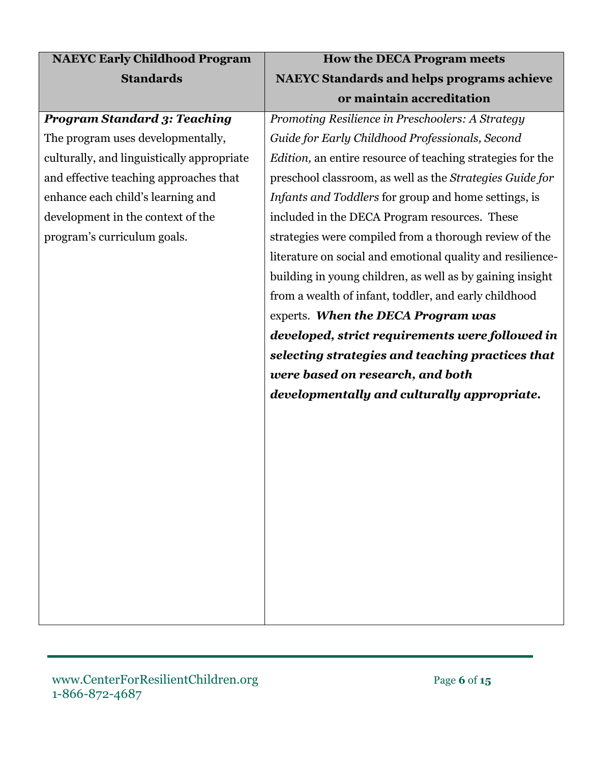| NAEYC Early Childhood Program Standards | How the DECA Program meets NAEYC Standards and helps programs achieve or maintain accreditation |
|---|---|
| ***Program Standard 3: Teaching*** The program uses developmentally, culturally, and linguistically appropriate and effective teaching approaches that enhance each child's learning and development in the context of the program's curriculum goals. | *Promoting Resilience in Preschoolers: A Strategy Guide for Early Childhood Professionals, Second Edition,* an entire resource of teaching strategies for the preschool classroom, as well as the *Strategies Guide for Infants and Toddlers* for group and home settings, is included in the DECA Program resources. These strategies were compiled from a thorough review of the literature on social and emotional quality and resilience-building in young children, as well as by gaining insight from a wealth of infant, toddler, and early childhood experts. ***When the DECA Program was developed, strict requirements were followed in selecting strategies and teaching practices that were based on research, and both developmentally and culturally appropriate.*** |

www.CenterForResilientChildren.org
1-866-872-4687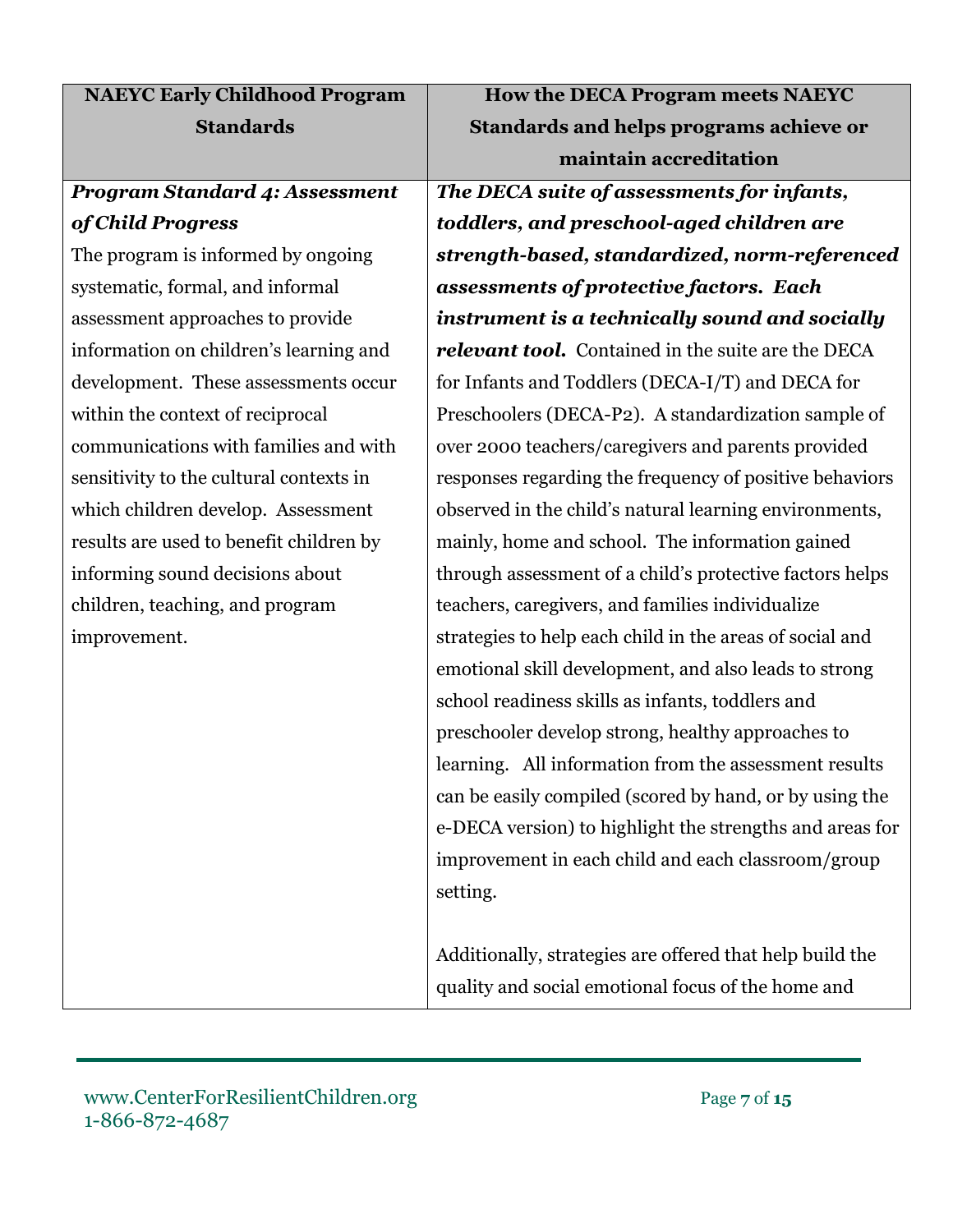| NAEYC Early Childhood Program Standards | How the DECA Program meets NAEYC Standards and helps programs achieve or maintain accreditation |
|---|---|
| ***Program Standard 4: Assessment of Child Progress*** The program is informed by ongoing systematic, formal, and informal assessment approaches to provide information on children's learning and development. These assessments occur within the context of reciprocal communications with families and with sensitivity to the cultural contexts in which children develop. Assessment results are used to benefit children by informing sound decisions about children, teaching, and program improvement. | ***The DECA suite of assessments for infants, toddlers, and preschool-aged children are strength-based, standardized, norm-referenced assessments of protective factors. Each instrument is a technically sound and socially relevant tool.*** Contained in the suite are the DECA for Infants and Toddlers (DECA-I/T) and DECA for Preschoolers (DECA-P2). A standardization sample of over 2000 teachers/caregivers and parents provided responses regarding the frequency of positive behaviors observed in the child's natural learning environments, mainly, home and school. The information gained through assessment of a child's protective factors helps teachers, caregivers, and families individualize strategies to help each child in the areas of social and emotional skill development, and also leads to strong school readiness skills as infants, toddlers and preschooler develop strong, healthy approaches to learning. All information from the assessment results can be easily compiled (scored by hand, or by using the e-DECA version) to highlight the strengths and areas for improvement in each child and each classroom/group setting.<br><br>Additionally, strategies are offered that help build the quality and social emotional focus of the home and |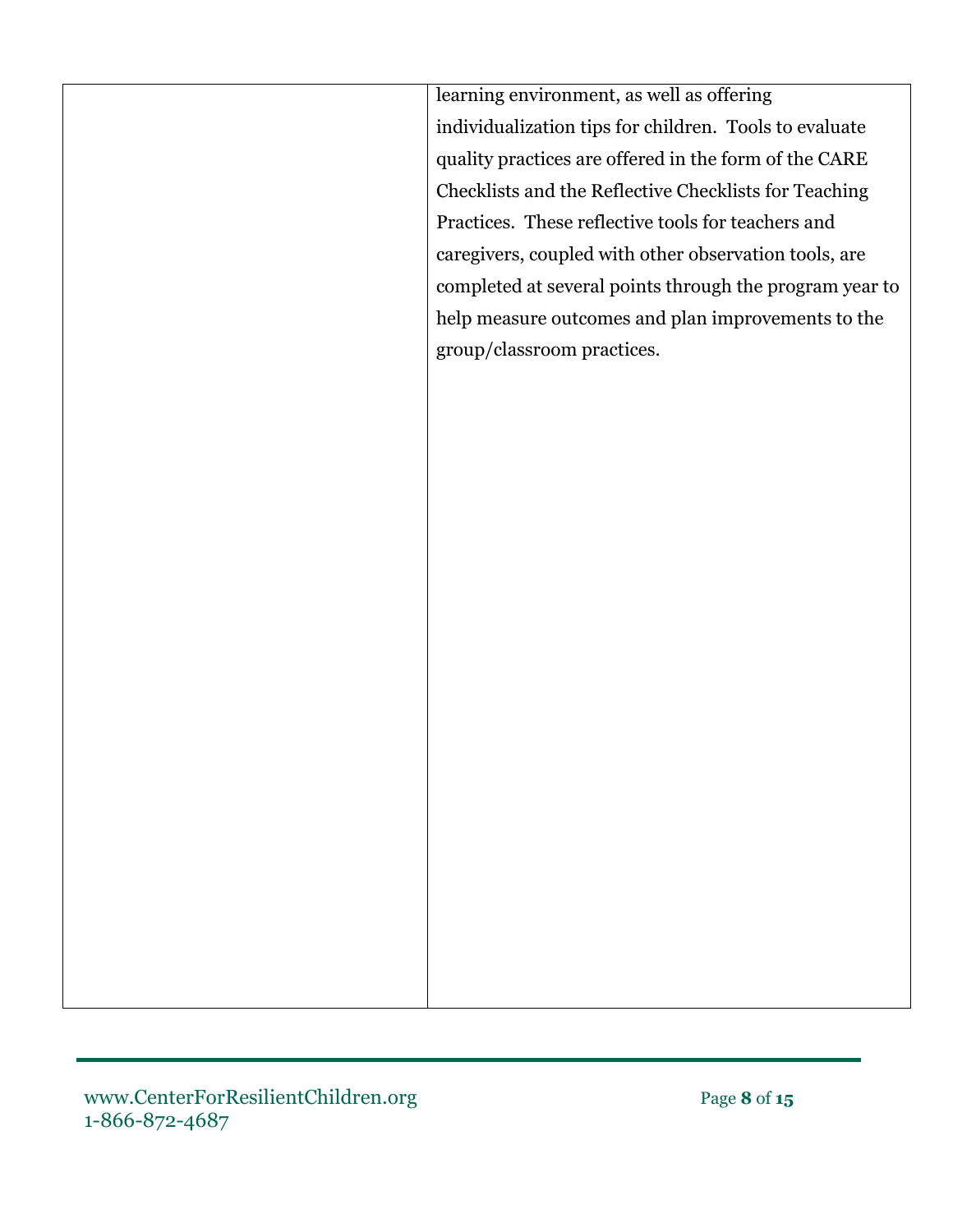|  |  |
|---|---|
|  | learning environment, as well as offering individualization tips for children. Tools to evaluate quality practices are offered in the form of the CARE Checklists and the Reflective Checklists for Teaching Practices. These reflective tools for teachers and caregivers, coupled with other observation tools, are completed at several points through the program year to help measure outcomes and plan improvements to the group/classroom practices. |

www.CenterForResilientChildren.org
1-866-872-4687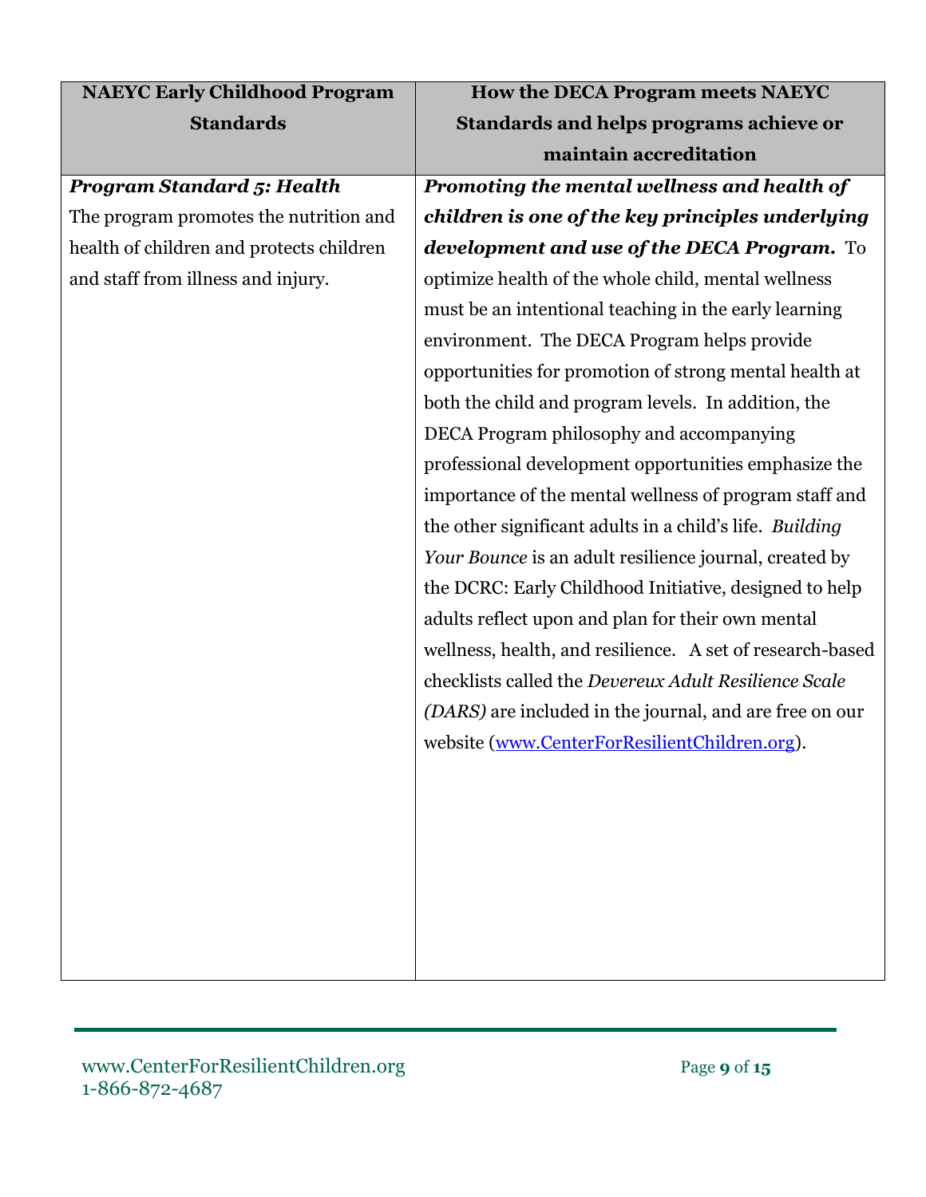| NAEYC Early Childhood Program Standards | How the DECA Program meets NAEYC Standards and helps programs achieve or maintain accreditation |
|---|---|
| ***Program Standard 5: Health*** The program promotes the nutrition and health of children and protects children and staff from illness and injury. | ***Promoting the mental wellness and health of children is one of the key principles underlying development and use of the DECA Program.*** To optimize health of the whole child, mental wellness must be an intentional teaching in the early learning environment. The DECA Program helps provide opportunities for promotion of strong mental health at both the child and program levels. In addition, the DECA Program philosophy and accompanying professional development opportunities emphasize the importance of the mental wellness of program staff and the other significant adults in a child's life. *Building Your Bounce* is an adult resilience journal, created by the DCRC: Early Childhood Initiative, designed to help adults reflect upon and plan for their own mental wellness, health, and resilience. A set of research-based checklists called the *Devereux Adult Resilience Scale (DARS)* are included in the journal, and are free on our website (www.CenterForResilientChildren.org). |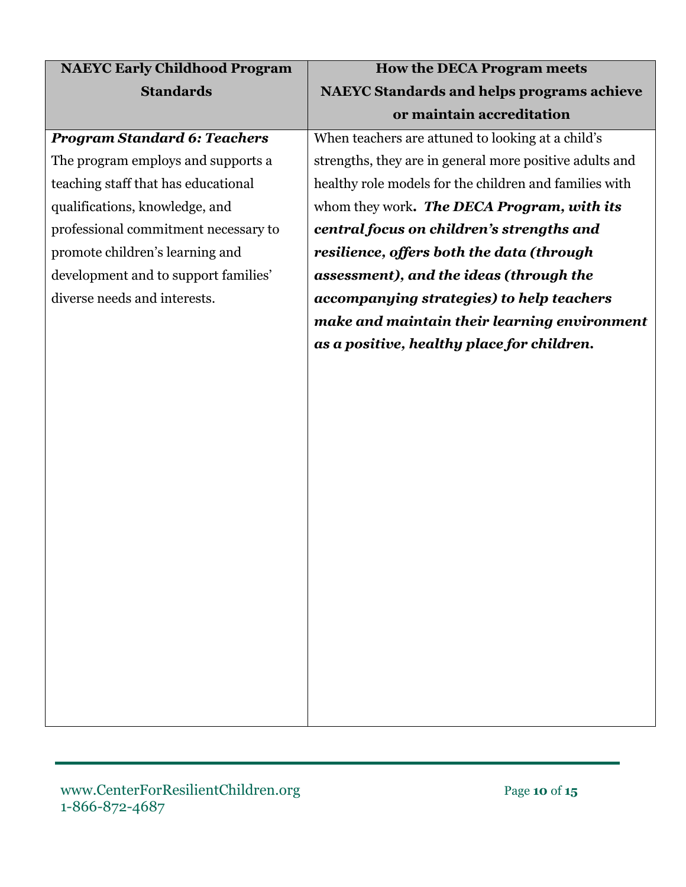| NAEYC Early Childhood Program Standards | How the DECA Program meets NAEYC Standards and helps programs achieve or maintain accreditation |
|---|---|
| ***Program Standard 6: Teachers*** The program employs and supports a teaching staff that has educational qualifications, knowledge, and professional commitment necessary to promote children's learning and development and to support families' diverse needs and interests. | When teachers are attuned to looking at a child's strengths, they are in general more positive adults and healthy role models for the children and families with whom they work. ***The DECA Program, with its central focus on children's strengths and resilience, offers both the data (through assessment), and the ideas (through the accompanying strategies) to help teachers make and maintain their learning environment as a positive, healthy place for children.*** |

www.CenterForResilientChildren.org
1-866-872-4687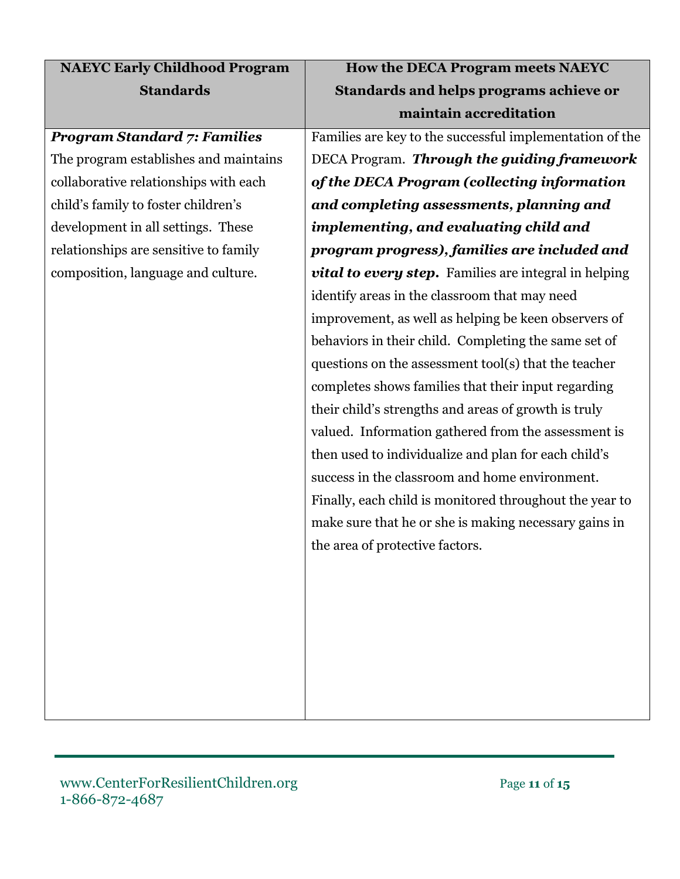| NAEYC Early Childhood Program Standards | How the DECA Program meets NAEYC Standards and helps programs achieve or maintain accreditation |
|---|---|
| ***Program Standard 7: Families*** The program establishes and maintains collaborative relationships with each child's family to foster children's development in all settings. These relationships are sensitive to family composition, language and culture. | Families are key to the successful implementation of the DECA Program. ***Through the guiding framework of the DECA Program (collecting information and completing assessments, planning and implementing, and evaluating child and program progress), families are included and vital to every step.*** Families are integral in helping identify areas in the classroom that may need improvement, as well as helping be keen observers of behaviors in their child. Completing the same set of questions on the assessment tool(s) that the teacher completes shows families that their input regarding their child's strengths and areas of growth is truly valued. Information gathered from the assessment is then used to individualize and plan for each child's success in the classroom and home environment. Finally, each child is monitored throughout the year to make sure that he or she is making necessary gains in the area of protective factors. |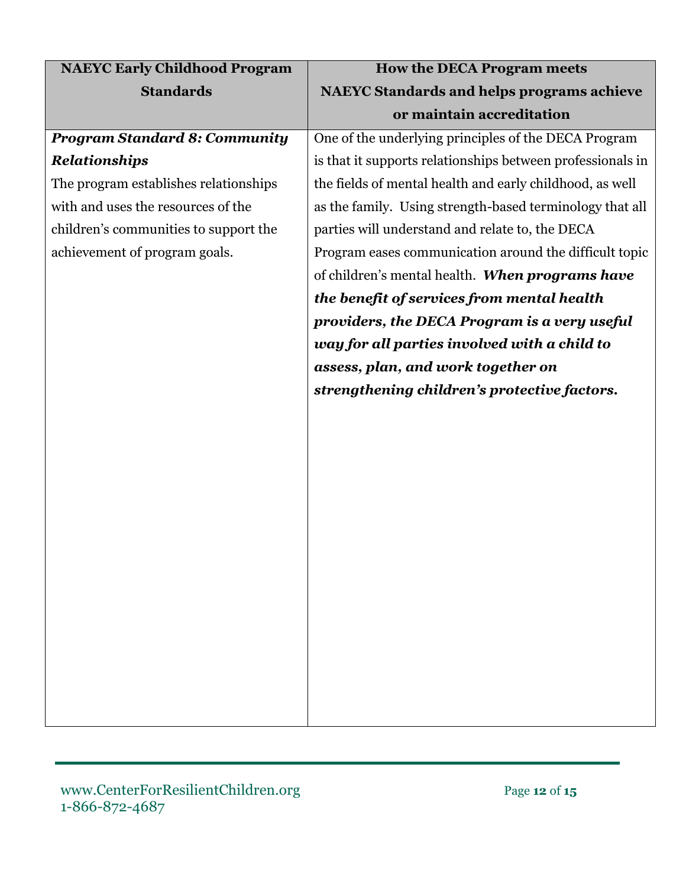| NAEYC Early Childhood Program Standards | How the DECA Program meets NAEYC Standards and helps programs achieve or maintain accreditation |
|---|---|
| ***Program Standard 8: Community Relationships*** The program establishes relationships with and uses the resources of the children's communities to support the achievement of program goals. | One of the underlying principles of the DECA Program is that it supports relationships between professionals in the fields of mental health and early childhood, as well as the family. Using strength-based terminology that all parties will understand and relate to, the DECA Program eases communication around the difficult topic of children's mental health. ***When programs have the benefit of services from mental health providers, the DECA Program is a very useful way for all parties involved with a child to assess, plan, and work together on strengthening children's protective factors.*** |

www.CenterForResilientChildren.org
1-866-872-4687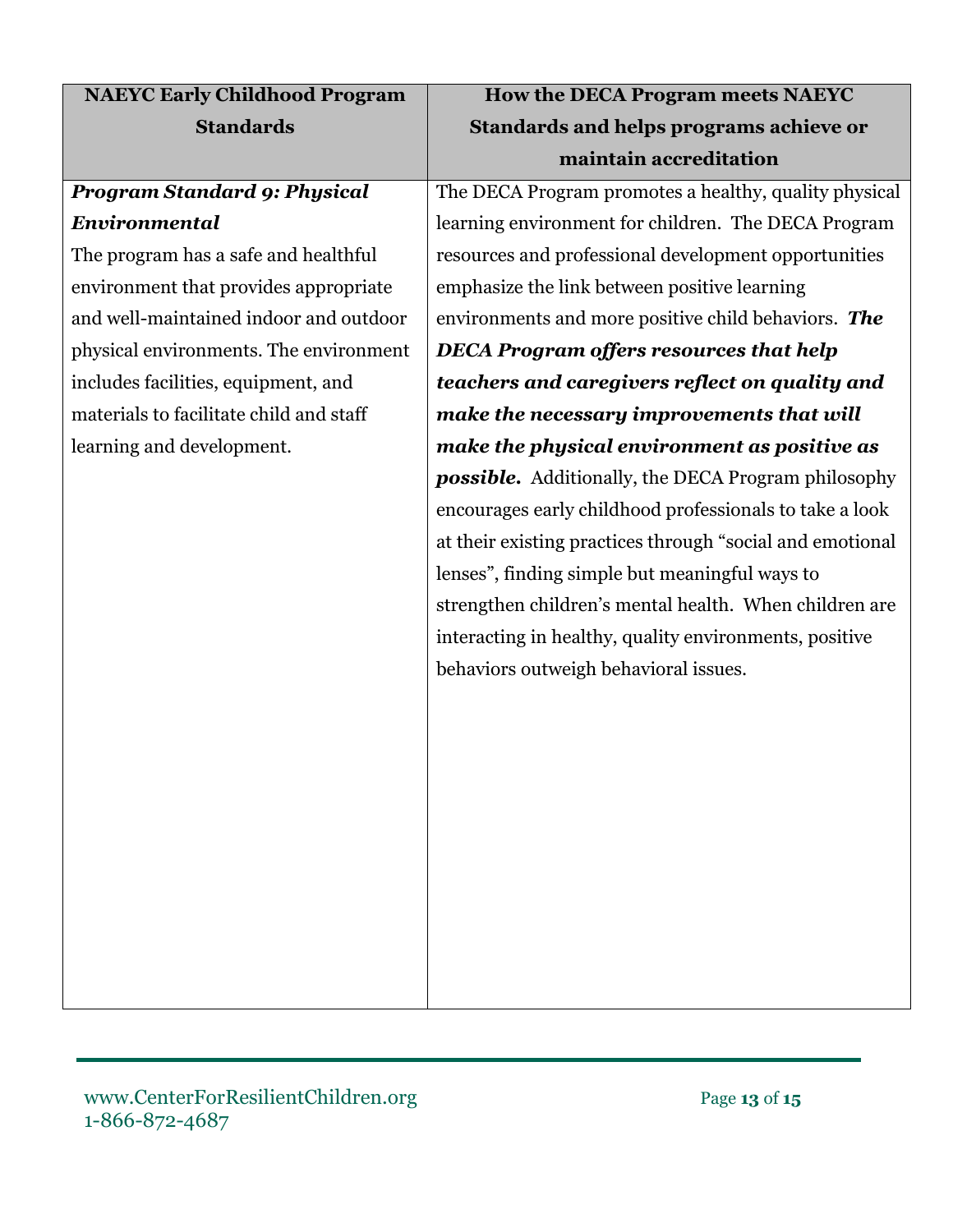| NAEYC Early Childhood Program Standards | How the DECA Program meets NAEYC Standards and helps programs achieve or maintain accreditation |
|---|---|
| ***Program Standard 9: Physical Environmental*** The program has a safe and healthful environment that provides appropriate and well-maintained indoor and outdoor physical environments. The environment includes facilities, equipment, and materials to facilitate child and staff learning and development. | The DECA Program promotes a healthy, quality physical learning environment for children. The DECA Program resources and professional development opportunities emphasize the link between positive learning environments and more positive child behaviors. ***The DECA Program offers resources that help teachers and caregivers reflect on quality and make the necessary improvements that will make the physical environment as positive as possible.*** Additionally, the DECA Program philosophy encourages early childhood professionals to take a look at their existing practices through "social and emotional lenses", finding simple but meaningful ways to strengthen children's mental health. When children are interacting in healthy, quality environments, positive behaviors outweigh behavioral issues. |

www.CenterForResilientChildren.org
1-866-872-4687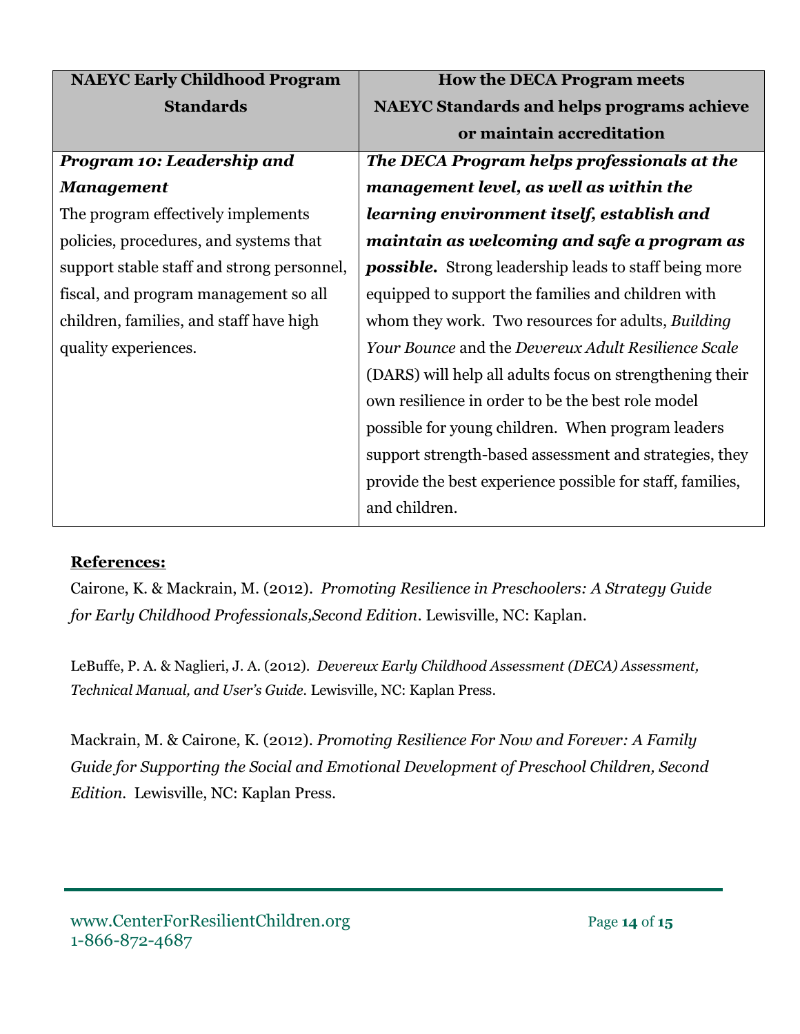| NAEYC Early Childhood Program Standards | How the DECA Program meets NAEYC Standards and helps programs achieve or maintain accreditation |
|---|---|
| ***Program 10: Leadership and Management*** The program effectively implements policies, procedures, and systems that support stable staff and strong personnel, fiscal, and program management so all children, families, and staff have high quality experiences. | ***The DECA Program helps professionals at the management level, as well as within the learning environment itself, establish and maintain as welcoming and safe a program as possible.*** Strong leadership leads to staff being more equipped to support the families and children with whom they work. Two resources for adults, *Building Your Bounce* and the *Devereux Adult Resilience Scale* (DARS) will help all adults focus on strengthening their own resilience in order to be the best role model possible for young children. When program leaders support strength-based assessment and strategies, they provide the best experience possible for staff, families, and children. |

**References:**

Cairone, K. & Mackrain, M. (2012). *Promoting Resilience in Preschoolers: A Strategy Guide for Early Childhood Professionals,Second Edition*. Lewisville, NC: Kaplan.

LeBuffe, P. A. & Naglieri, J. A. (2012). *Devereux Early Childhood Assessment (DECA) Assessment, Technical Manual, and User's Guide.* Lewisville, NC: Kaplan Press.

Mackrain, M. & Cairone, K. (2012). *Promoting Resilience For Now and Forever: A Family Guide for Supporting the Social and Emotional Development of Preschool Children, Second Edition.* Lewisville, NC: Kaplan Press.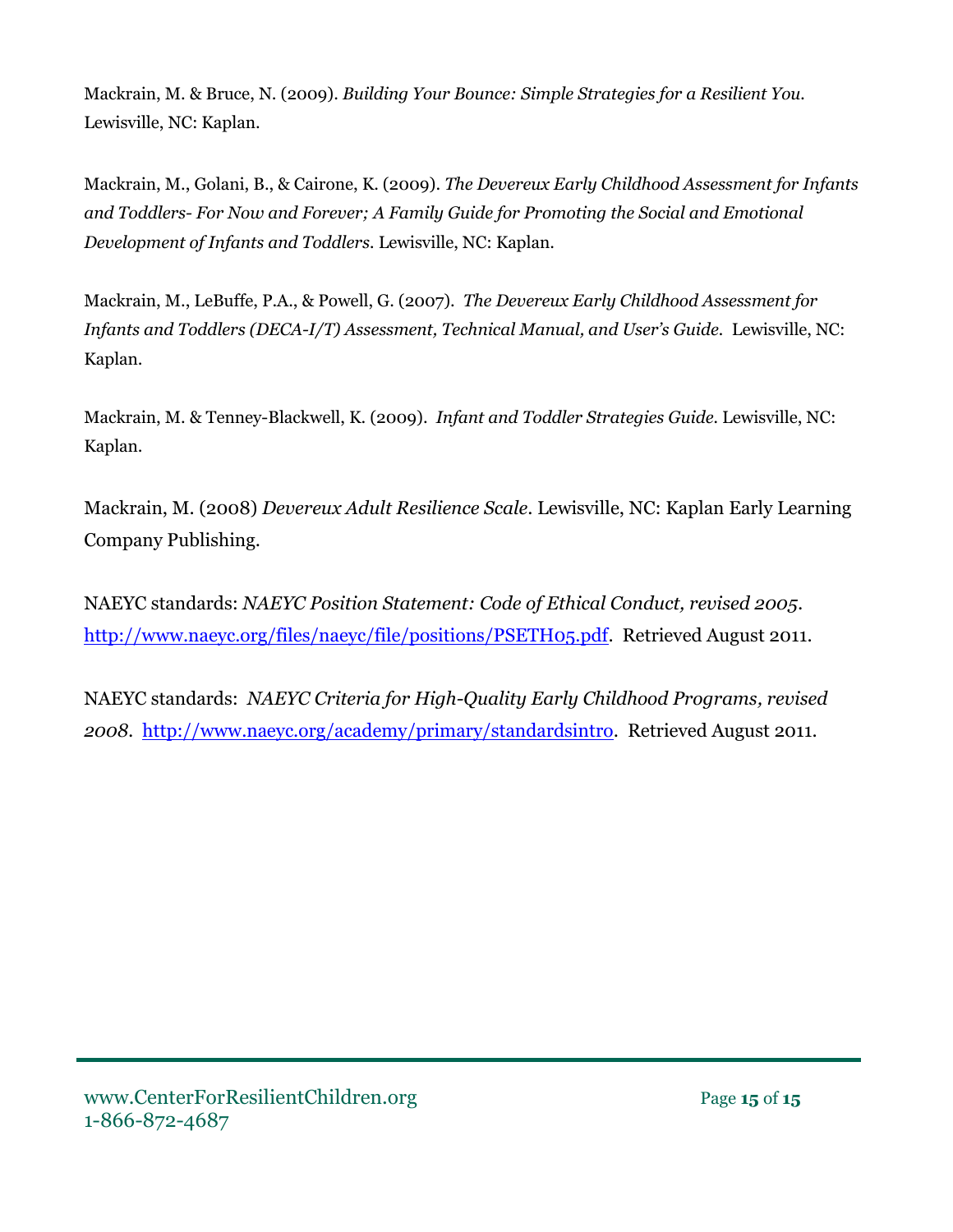Mackrain, M. & Bruce, N. (2009). *Building Your Bounce: Simple Strategies for a Resilient You.* Lewisville, NC: Kaplan.

Mackrain, M., Golani, B., & Cairone, K. (2009). *The Devereux Early Childhood Assessment for Infants and Toddlers- For Now and Forever; A Family Guide for Promoting the Social and Emotional Development of Infants and Toddlers.* Lewisville, NC: Kaplan.

Mackrain, M., LeBuffe, P.A., & Powell, G. (2007). *The Devereux Early Childhood Assessment for Infants and Toddlers (DECA-I/T) Assessment, Technical Manual, and User's Guide.* Lewisville, NC: Kaplan.

Mackrain, M. & Tenney-Blackwell, K. (2009). *Infant and Toddler Strategies Guide.* Lewisville, NC: Kaplan.

Mackrain, M. (2008) *Devereux Adult Resilience Scale*. Lewisville, NC: Kaplan Early Learning Company Publishing.

NAEYC standards: *NAEYC Position Statement: Code of Ethical Conduct, revised 2005.* http://www.naeyc.org/files/naeyc/file/positions/PSETH05.pdf. Retrieved August 2011.

NAEYC standards: *NAEYC Criteria for High-Quality Early Childhood Programs, revised 2008*. http://www.naeyc.org/academy/primary/standardsintro. Retrieved August 2011.